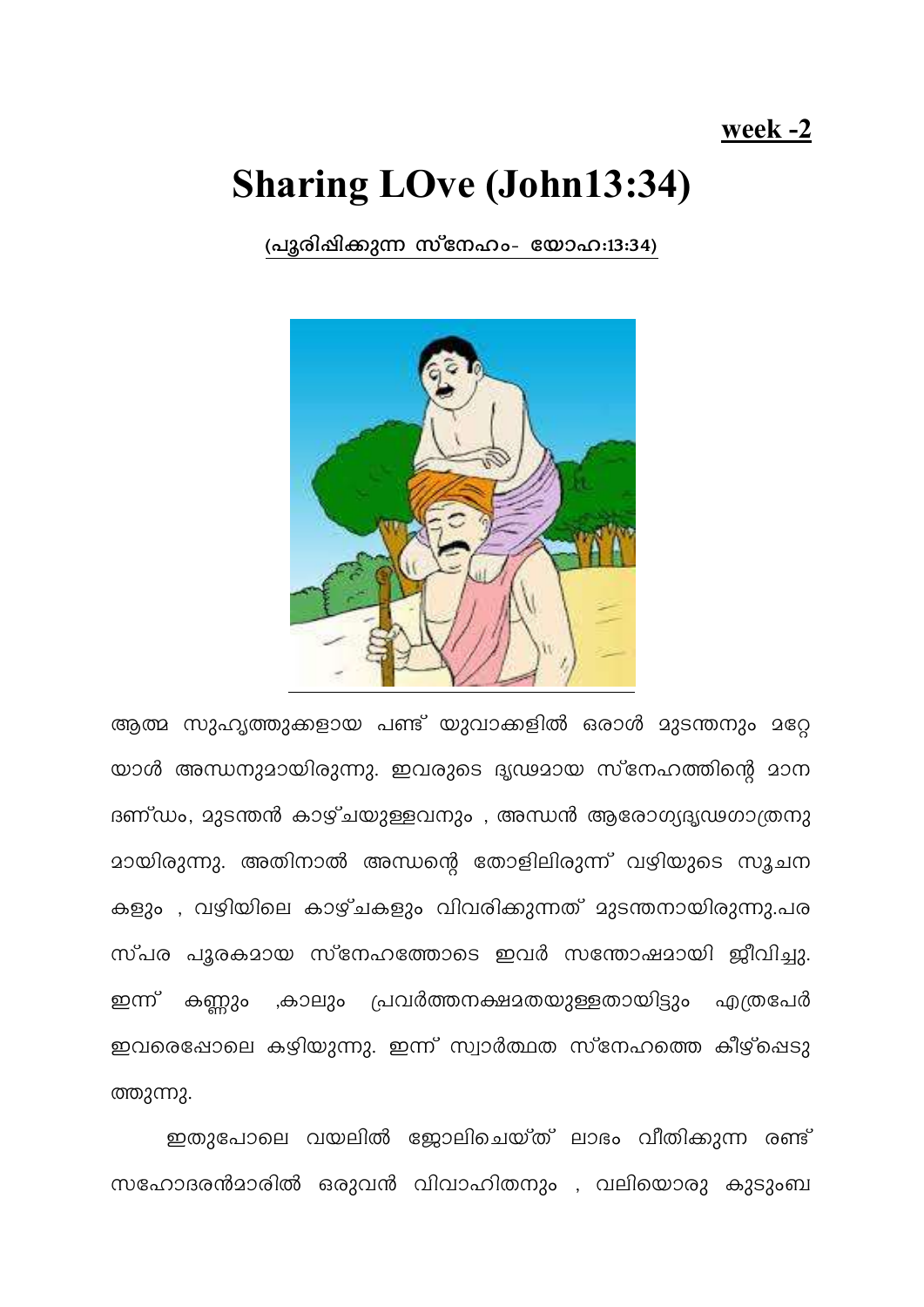**week -2**

# Sharing LOve (John13:34)

**(പൂരിപ്പിക്കുന്ന സ്നേഹം- യോഹ:13:34)**

ആത്മ സുഹൃത്തുക്കളായ പണ്ട് യുവാക്കളിൽ ഒരാൾ മുടന്തനും മറ്റേയാൾ അന്ധനുമായിരുന്നു. ഇവരുടെ ദൃഢമായ സ്നേഹത്തിന്റെ മാനദണ്ഡം, മുടന്തൻ കാഴ്ചയുള്ളവനും , അന്ധൻ ആരോഗ്യദൃഢഗാത്രനുമായിരുന്നു. അതിനാൽ അന്ധന്റെ തോളിലിരുന്ന് വഴിയുടെ സൂചനകളും , വഴിയിലെ കാഴ്ചകളും വിവരിക്കുന്നത് മുടന്തനായിരുന്നു.പരസ്പര പൂരകമായ സ്നേഹത്തോടെ ഇവർ സന്തോഷമായി ജീവിച്ചു. ഇന്ന് കണ്ണും ,കാലും പ്രവർത്തനക്ഷമതയുള്ളതായിട്ടും എത്രപേർ ഇവരെപ്പോലെ കഴിയുന്നു. ഇന്ന് സ്വാർത്ഥത സ്നേഹത്തെ കീഴ്പ്പെടുത്തുന്നു.

ഇതുപോലെ വയലിൽ ജോലിചെയ്ത് ലാഭം വീതിക്കുന്ന രണ്ട് സഹോദരൻമാരിൽ ഒരുവൻ വിവാഹിതനും , വലിയൊരു കുടുംബ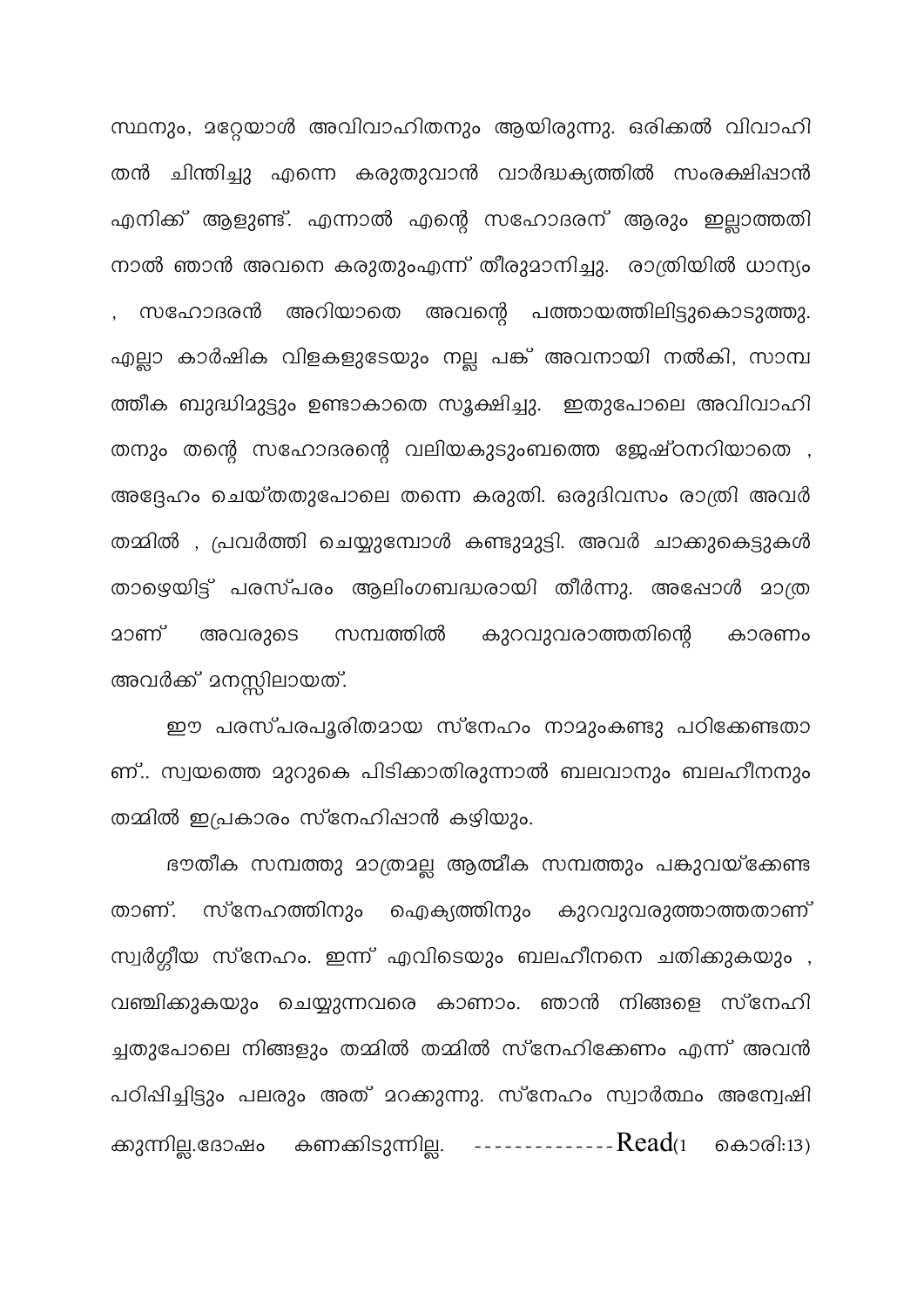സ്ഥനും, മറ്റേയാൾ അവിവാഹിതനും ആയിരുന്നു. ഒരിക്കൽ വിവാഹിതൻ ചിന്തിച്ചു എന്നെ കരുതുവാൻ വാർദ്ധക്യത്തിൽ സംരക്ഷിപ്പാൻ എനിക്ക് ആളുണ്ട്. എന്നാൽ എന്റെ സഹോദരന് ആരും ഇല്ലാത്തതിനാൽ ഞാൻ അവനെ കരുതുംഎന്ന് തീരുമാനിച്ചു. രാത്രിയിൽ ധാന്യം , സഹോദരൻ അറിയാതെ അവന്റെ പത്തായത്തിലിട്ടുകൊടുത്തു. എല്ലാ കാർഷിക വിളകളുടേയും നല്ല പങ്ക് അവനായി നൽകി, സാമ്പത്തീക ബുദ്ധിമുട്ടും ഉണ്ടാകാതെ സൂക്ഷിച്ചു. ഇതുപോലെ അവിവാഹിതനും തന്റെ സഹോദരന്റെ വലിയകുടുംബത്തെ ജേഷ്ഠനറിയാതെ , അദ്ദേഹം ചെയ്തതുപോലെ തന്നെ കരുതി. ഒരുദിവസം രാത്രി അവർ തമ്മിൽ , പ്രവർത്തി ചെയ്യുമ്പോൾ കണ്ടുമുട്ടി. അവർ ചാക്കുകെട്ടുകൾ താഴെയിട്ട് പരസ്പരം ആലിംഗബദ്ധരായി തീർന്നു. അപ്പോൾ മാത്രമാണ് അവരുടെ സമ്പത്തിൽ കുറവുവരാത്തതിന്റെ കാരണം അവർക്ക് മനസ്സിലായത്.

ഈ പരസ്പരപൂരിതമായ സ്നേഹം നാമുംകണ്ടു പഠിക്കേണ്ടതാണ്.. സ്വയത്തെ മുറുകെ പിടിക്കാതിരുന്നാൽ ബലവാനും ബലഹീനനും തമ്മിൽ ഇപ്രകാരം സ്നേഹിപ്പാൻ കഴിയും.

ഭൗതീക സമ്പത്തു മാത്രമല്ല ആത്മീക സമ്പത്തും പങ്കുവയ്ക്കേണ്ടതാണ്. സ്നേഹത്തിനും ഐക്യത്തിനും കുറവുവരുത്താത്തതാണ് സ്വർഗ്ഗീയ സ്നേഹം. ഇന്ന് എവിടെയും ബലഹീനനെ ചതിക്കുകയും , വഞ്ചിക്കുകയും ചെയ്യുന്നവരെ കാണാം. ഞാൻ നിങ്ങളെ സ്നേഹിച്ചതുപോലെ നിങ്ങളും തമ്മിൽ തമ്മിൽ സ്നേഹിക്കേണം എന്ന് അവൻ പഠിപ്പിച്ചിട്ടും പലരും അത് മറക്കുന്നു. സ്നേഹം സ്വാർത്ഥം അന്വേഷിക്കുന്നില്ല.ദോഷം കണക്കിടുന്നില്ല. --------------Read(1 കൊരി:13)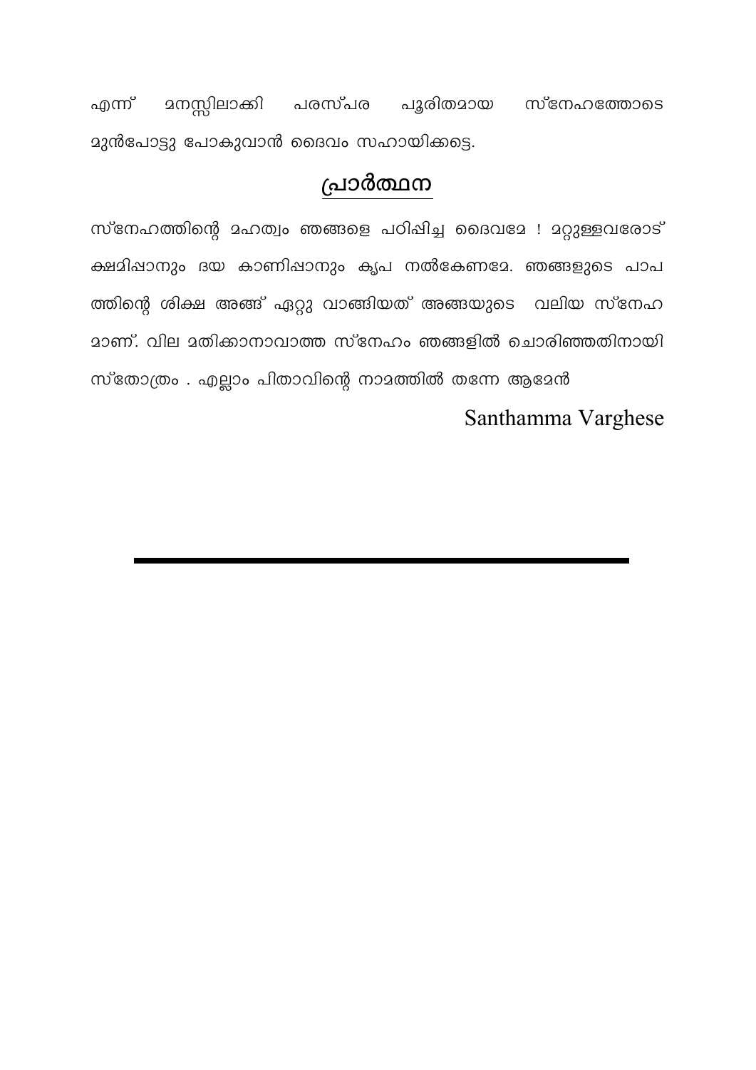എന്ന് മനസ്സിലാക്കി പരസ്പര പൂരിതമായ സ്നേഹത്തോടെ മുൻപോട്ടു പോകുവാൻ ദൈവം സഹായിക്കട്ടെ.

## പ്രാർത്ഥന

സ്നേഹത്തിന്റെ മഹത്വം ഞങ്ങളെ പഠിപ്പിച്ച ദൈവമേ ! മറ്റുള്ളവരോട് ക്ഷമിപ്പാനും ദയ കാണിപ്പാനും കൃപ നൽകേണമേ. ഞങ്ങളുടെ പാപ ത്തിന്റെ ശിക്ഷ അങ്ങ് ഏറ്റു വാങ്ങിയത് അങ്ങയുടെ വലിയ സ്നേഹ മാണ്. വില മതിക്കാനാവാത്ത സ്നേഹം ഞങ്ങളിൽ ചൊരിഞ്ഞതിനായി സ്തോത്രം . എല്ലാം പിതാവിന്റെ നാമത്തിൽ തന്നേ ആമേൻ

Santhamma Varghese